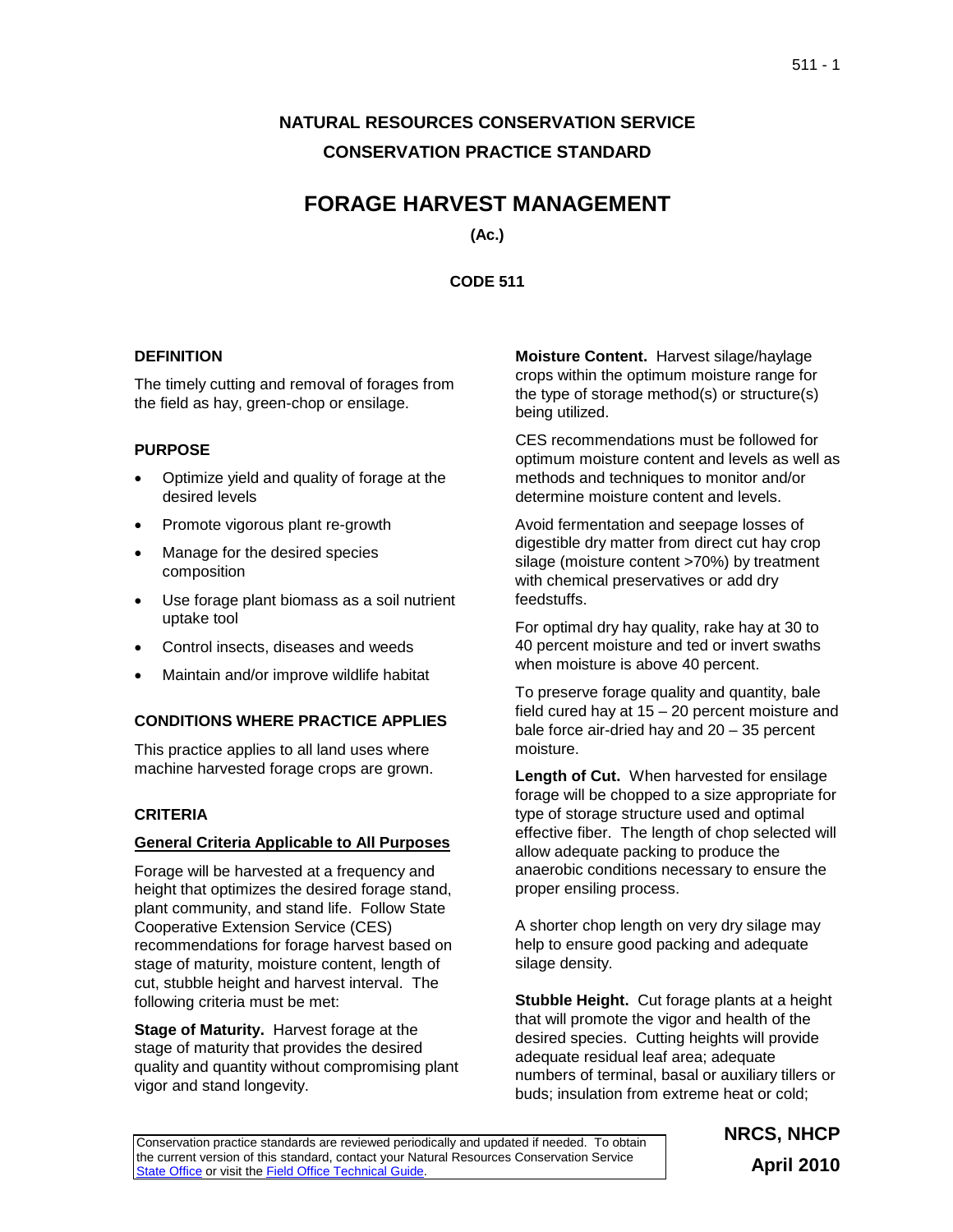# NATURAL RESOURCES CONSERVATION SERVICE
# CONSERVATION PRACTICE STANDARD

# FORAGE HARVEST MANAGEMENT

**(Ac.)**

**CODE 511**

## DEFINITION

The timely cutting and removal of forages from the field as hay, green-chop or ensilage.

## PURPOSE

- Optimize yield and quality of forage at the desired levels
- Promote vigorous plant re-growth
- Manage for the desired species composition
- Use forage plant biomass as a soil nutrient uptake tool
- Control insects, diseases and weeds
- Maintain and/or improve wildlife habitat

## CONDITIONS WHERE PRACTICE APPLIES

This practice applies to all land uses where machine harvested forage crops are grown.

## CRITERIA

### General Criteria Applicable to All Purposes

Forage will be harvested at a frequency and height that optimizes the desired forage stand, plant community, and stand life. Follow State Cooperative Extension Service (CES) recommendations for forage harvest based on stage of maturity, moisture content, length of cut, stubble height and harvest interval. The following criteria must be met:

**Stage of Maturity.** Harvest forage at the stage of maturity that provides the desired quality and quantity without compromising plant vigor and stand longevity.

**Moisture Content.** Harvest silage/haylage crops within the optimum moisture range for the type of storage method(s) or structure(s) being utilized.

CES recommendations must be followed for optimum moisture content and levels as well as methods and techniques to monitor and/or determine moisture content and levels.

Avoid fermentation and seepage losses of digestible dry matter from direct cut hay crop silage (moisture content >70%) by treatment with chemical preservatives or add dry feedstuffs.

For optimal dry hay quality, rake hay at 30 to 40 percent moisture and ted or invert swaths when moisture is above 40 percent.

To preserve forage quality and quantity, bale field cured hay at 15 – 20 percent moisture and bale force air-dried hay and 20 – 35 percent moisture.

**Length of Cut.** When harvested for ensilage forage will be chopped to a size appropriate for type of storage structure used and optimal effective fiber. The length of chop selected will allow adequate packing to produce the anaerobic conditions necessary to ensure the proper ensiling process.

A shorter chop length on very dry silage may help to ensure good packing and adequate silage density.

**Stubble Height.** Cut forage plants at a height that will promote the vigor and health of the desired species. Cutting heights will provide adequate residual leaf area; adequate numbers of terminal, basal or auxiliary tillers or buds; insulation from extreme heat or cold;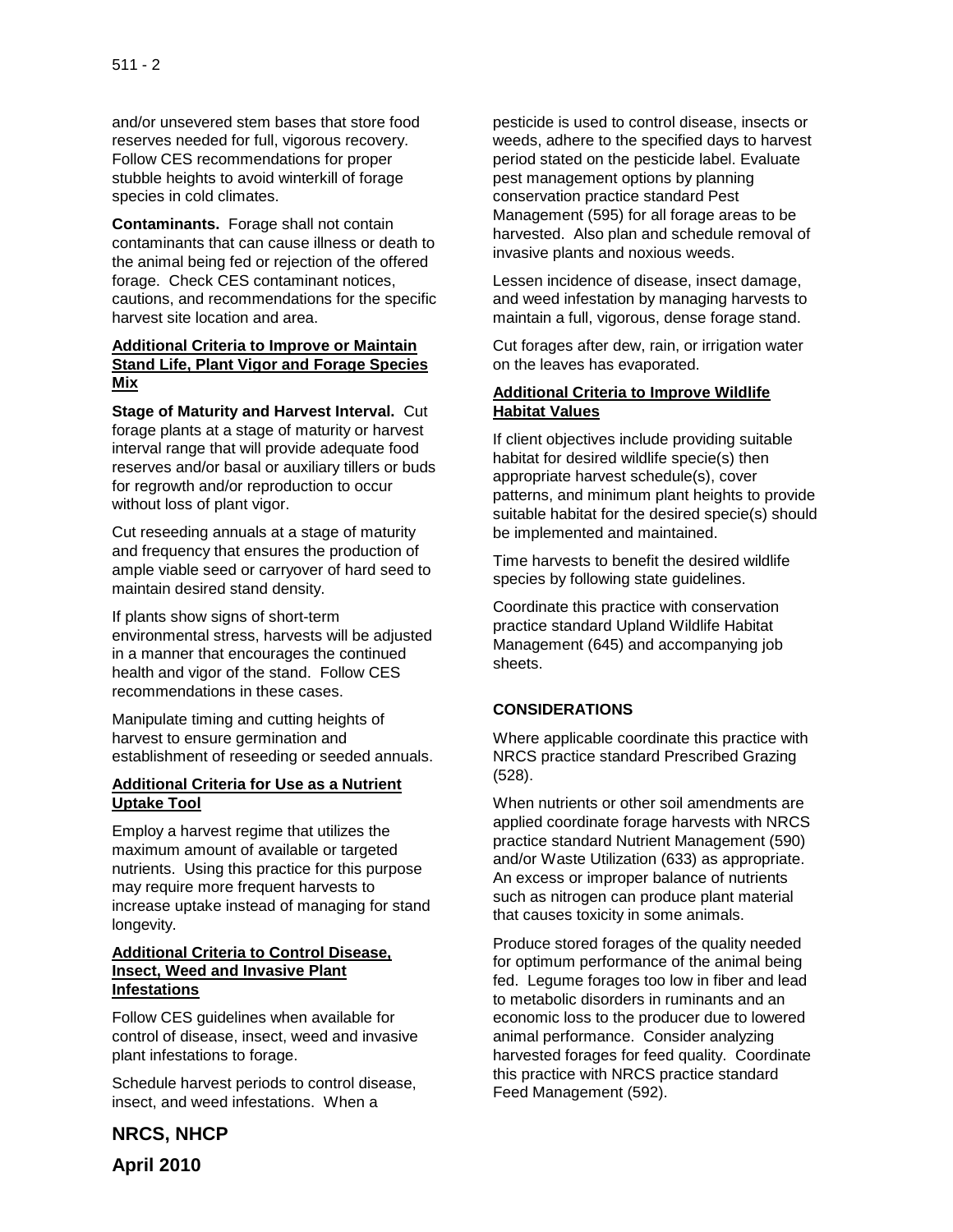and/or unsevered stem bases that store food reserves needed for full, vigorous recovery. Follow CES recommendations for proper stubble heights to avoid winterkill of forage species in cold climates.

**Contaminants.** Forage shall not contain contaminants that can cause illness or death to the animal being fed or rejection of the offered forage. Check CES contaminant notices, cautions, and recommendations for the specific harvest site location and area.

### Additional Criteria to Improve or Maintain Stand Life, Plant Vigor and Forage Species Mix

**Stage of Maturity and Harvest Interval.** Cut forage plants at a stage of maturity or harvest interval range that will provide adequate food reserves and/or basal or auxiliary tillers or buds for regrowth and/or reproduction to occur without loss of plant vigor.

Cut reseeding annuals at a stage of maturity and frequency that ensures the production of ample viable seed or carryover of hard seed to maintain desired stand density.

If plants show signs of short-term environmental stress, harvests will be adjusted in a manner that encourages the continued health and vigor of the stand. Follow CES recommendations in these cases.

Manipulate timing and cutting heights of harvest to ensure germination and establishment of reseeding or seeded annuals.

### Additional Criteria for Use as a Nutrient Uptake Tool

Employ a harvest regime that utilizes the maximum amount of available or targeted nutrients. Using this practice for this purpose may require more frequent harvests to increase uptake instead of managing for stand longevity.

### Additional Criteria to Control Disease, Insect, Weed and Invasive Plant Infestations

Follow CES guidelines when available for control of disease, insect, weed and invasive plant infestations to forage.

Schedule harvest periods to control disease, insect, and weed infestations. When a pesticide is used to control disease, insects or weeds, adhere to the specified days to harvest period stated on the pesticide label. Evaluate pest management options by planning conservation practice standard Pest Management (595) for all forage areas to be harvested. Also plan and schedule removal of invasive plants and noxious weeds.

Lessen incidence of disease, insect damage, and weed infestation by managing harvests to maintain a full, vigorous, dense forage stand.

Cut forages after dew, rain, or irrigation water on the leaves has evaporated.

### Additional Criteria to Improve Wildlife Habitat Values

If client objectives include providing suitable habitat for desired wildlife specie(s) then appropriate harvest schedule(s), cover patterns, and minimum plant heights to provide suitable habitat for the desired specie(s) should be implemented and maintained.

Time harvests to benefit the desired wildlife species by following state guidelines.

Coordinate this practice with conservation practice standard Upland Wildlife Habitat Management (645) and accompanying job sheets.

## CONSIDERATIONS

Where applicable coordinate this practice with NRCS practice standard Prescribed Grazing (528).

When nutrients or other soil amendments are applied coordinate forage harvests with NRCS practice standard Nutrient Management (590) and/or Waste Utilization (633) as appropriate. An excess or improper balance of nutrients such as nitrogen can produce plant material that causes toxicity in some animals.

Produce stored forages of the quality needed for optimum performance of the animal being fed. Legume forages too low in fiber and lead to metabolic disorders in ruminants and an economic loss to the producer due to lowered animal performance. Consider analyzing harvested forages for feed quality. Coordinate this practice with NRCS practice standard Feed Management (592).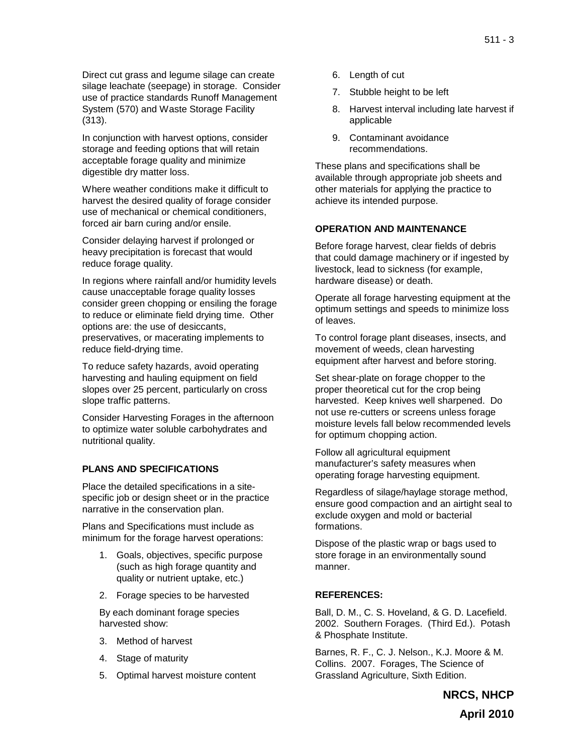Direct cut grass and legume silage can create silage leachate (seepage) in storage. Consider use of practice standards Runoff Management System (570) and Waste Storage Facility (313).

In conjunction with harvest options, consider storage and feeding options that will retain acceptable forage quality and minimize digestible dry matter loss.

Where weather conditions make it difficult to harvest the desired quality of forage consider use of mechanical or chemical conditioners, forced air barn curing and/or ensile.

Consider delaying harvest if prolonged or heavy precipitation is forecast that would reduce forage quality.

In regions where rainfall and/or humidity levels cause unacceptable forage quality losses consider green chopping or ensiling the forage to reduce or eliminate field drying time. Other options are: the use of desiccants, preservatives, or macerating implements to reduce field-drying time.

To reduce safety hazards, avoid operating harvesting and hauling equipment on field slopes over 25 percent, particularly on cross slope traffic patterns.

Consider Harvesting Forages in the afternoon to optimize water soluble carbohydrates and nutritional quality.

## PLANS AND SPECIFICATIONS

Place the detailed specifications in a site-specific job or design sheet or in the practice narrative in the conservation plan.

Plans and Specifications must include as minimum for the forage harvest operations:

1. Goals, objectives, specific purpose (such as high forage quantity and quality or nutrient uptake, etc.)
2. Forage species to be harvested

By each dominant forage species harvested show:

3. Method of harvest
4. Stage of maturity
5. Optimal harvest moisture content
6. Length of cut
7. Stubble height to be left
8. Harvest interval including late harvest if applicable
9. Contaminant avoidance recommendations.

These plans and specifications shall be available through appropriate job sheets and other materials for applying the practice to achieve its intended purpose.

## OPERATION AND MAINTENANCE

Before forage harvest, clear fields of debris that could damage machinery or if ingested by livestock, lead to sickness (for example, hardware disease) or death.

Operate all forage harvesting equipment at the optimum settings and speeds to minimize loss of leaves.

To control forage plant diseases, insects, and movement of weeds, clean harvesting equipment after harvest and before storing.

Set shear-plate on forage chopper to the proper theoretical cut for the crop being harvested. Keep knives well sharpened. Do not use re-cutters or screens unless forage moisture levels fall below recommended levels for optimum chopping action.

Follow all agricultural equipment manufacturer's safety measures when operating forage harvesting equipment.

Regardless of silage/haylage storage method, ensure good compaction and an airtight seal to exclude oxygen and mold or bacterial formations.

Dispose of the plastic wrap or bags used to store forage in an environmentally sound manner.

## REFERENCES:

Ball, D. M., C. S. Hoveland, & G. D. Lacefield. 2002. Southern Forages. (Third Ed.). Potash & Phosphate Institute.

Barnes, R. F., C. J. Nelson., K.J. Moore & M. Collins. 2007. Forages, The Science of Grassland Agriculture, Sixth Edition.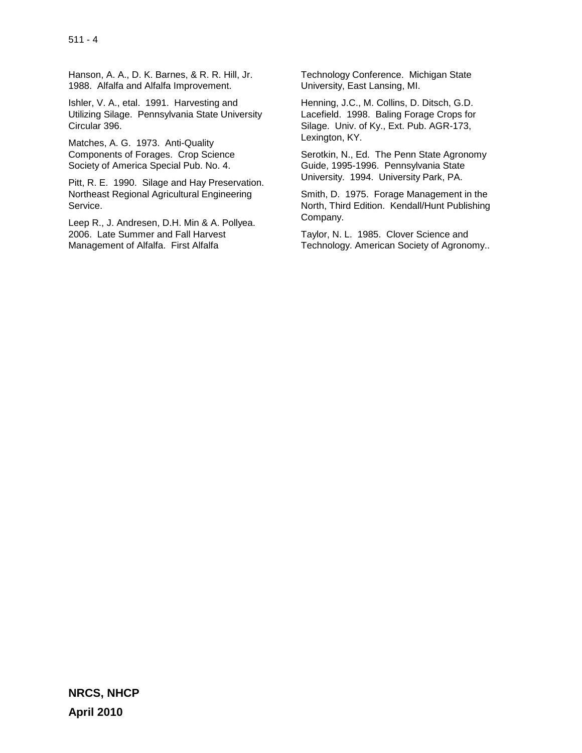Hanson, A. A., D. K. Barnes, & R. R. Hill, Jr. 1988. Alfalfa and Alfalfa Improvement.

Ishler, V. A., etal. 1991. Harvesting and Utilizing Silage. Pennsylvania State University Circular 396.

Matches, A. G. 1973. Anti-Quality Components of Forages. Crop Science Society of America Special Pub. No. 4.

Pitt, R. E. 1990. Silage and Hay Preservation. Northeast Regional Agricultural Engineering Service.

Leep R., J. Andresen, D.H. Min & A. Pollyea. 2006. Late Summer and Fall Harvest Management of Alfalfa. First Alfalfa Technology Conference. Michigan State University, East Lansing, MI.

Henning, J.C., M. Collins, D. Ditsch, G.D. Lacefield. 1998. Baling Forage Crops for Silage. Univ. of Ky., Ext. Pub. AGR-173, Lexington, KY.

Serotkin, N., Ed. The Penn State Agronomy Guide, 1995-1996. Pennsylvania State University. 1994. University Park, PA.

Smith, D. 1975. Forage Management in the North, Third Edition. Kendall/Hunt Publishing Company.

Taylor, N. L. 1985. Clover Science and Technology. American Society of Agronomy..